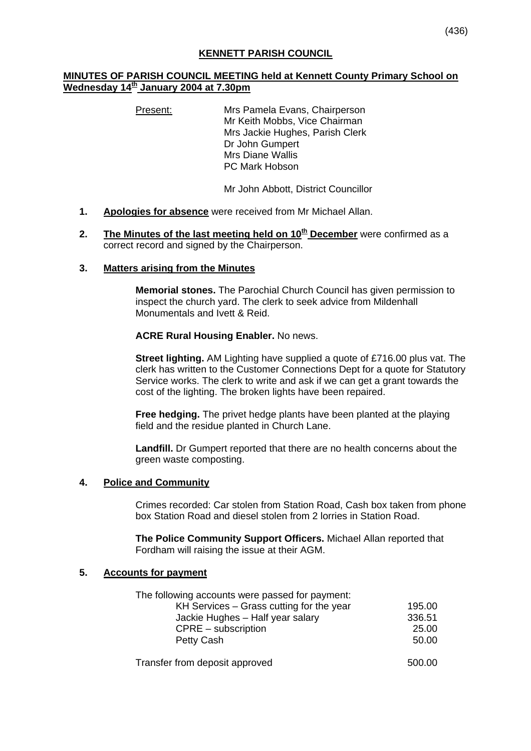# KENNETT PARISH COUNCIL

## MINUTES OF PARISH COUNCIL MEETING held at Kennett County Primary School on Wednesday 14th January 2004 at 7.30pm

Present: Mrs Pamela Evans, Chairperson
Mr Keith Mobbs, Vice Chairman
Mrs Jackie Hughes, Parish Clerk
Dr John Gumpert
Mrs Diane Wallis
PC Mark Hobson

Mr John Abbott, District Councillor

1. **Apologies for absence** were received from Mr Michael Allan.

2. **The Minutes of the last meeting held on 10th December** were confirmed as a correct record and signed by the Chairperson.

3. **Matters arising from the Minutes**

   **Memorial stones.** The Parochial Church Council has given permission to inspect the church yard. The clerk to seek advice from Mildenhall Monumentals and Ivett & Reid.

   **ACRE Rural Housing Enabler.** No news.

   **Street lighting.** AM Lighting have supplied a quote of £716.00 plus vat. The clerk has written to the Customer Connections Dept for a quote for Statutory Service works. The clerk to write and ask if we can get a grant towards the cost of the lighting. The broken lights have been repaired.

   **Free hedging.** The privet hedge plants have been planted at the playing field and the residue planted in Church Lane.

   **Landfill.** Dr Gumpert reported that there are no health concerns about the green waste composting.

4. **Police and Community**

   Crimes recorded: Car stolen from Station Road, Cash box taken from phone box Station Road and diesel stolen from 2 lorries in Station Road.

   **The Police Community Support Officers.** Michael Allan reported that Fordham will raising the issue at their AGM.

5. **Accounts for payment**

   The following accounts were passed for payment:

   | | |
   |---|---|
   | KH Services – Grass cutting for the year | 195.00 |
   | Jackie Hughes – Half year salary | 336.51 |
   | CPRE – subscription | 25.00 |
   | Petty Cash | 50.00 |
   | Transfer from deposit approved | 500.00 |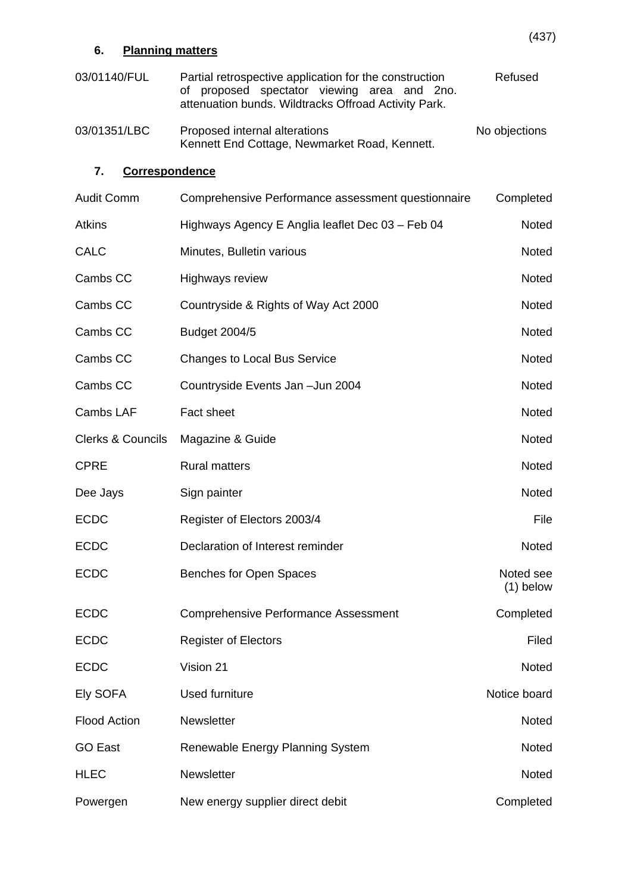## 6. Planning matters

| | | |
|---|---|---|
| 03/01140/FUL | Partial retrospective application for the construction of proposed spectator viewing area and 2no. attenuation bunds. Wildtracks Offroad Activity Park. | Refused |
| 03/01351/LBC | Proposed internal alterations Kennett End Cottage, Newmarket Road, Kennett. | No objections |

## 7. Correspondence

| | | |
|---|---|---|
| Audit Comm | Comprehensive Performance assessment questionnaire | Completed |
| Atkins | Highways Agency E Anglia leaflet Dec 03 – Feb 04 | Noted |
| CALC | Minutes, Bulletin various | Noted |
| Cambs CC | Highways review | Noted |
| Cambs CC | Countryside & Rights of Way Act 2000 | Noted |
| Cambs CC | Budget 2004/5 | Noted |
| Cambs CC | Changes to Local Bus Service | Noted |
| Cambs CC | Countryside Events Jan –Jun 2004 | Noted |
| Cambs LAF | Fact sheet | Noted |
| Clerks & Councils | Magazine & Guide | Noted |
| CPRE | Rural matters | Noted |
| Dee Jays | Sign painter | Noted |
| ECDC | Register of Electors 2003/4 | File |
| ECDC | Declaration of Interest reminder | Noted |
| ECDC | Benches for Open Spaces | Noted see (1) below |
| ECDC | Comprehensive Performance Assessment | Completed |
| ECDC | Register of Electors | Filed |
| ECDC | Vision 21 | Noted |
| Ely SOFA | Used furniture | Notice board |
| Flood Action | Newsletter | Noted |
| GO East | Renewable Energy Planning System | Noted |
| HLEC | Newsletter | Noted |
| Powergen | New energy supplier direct debit | Completed |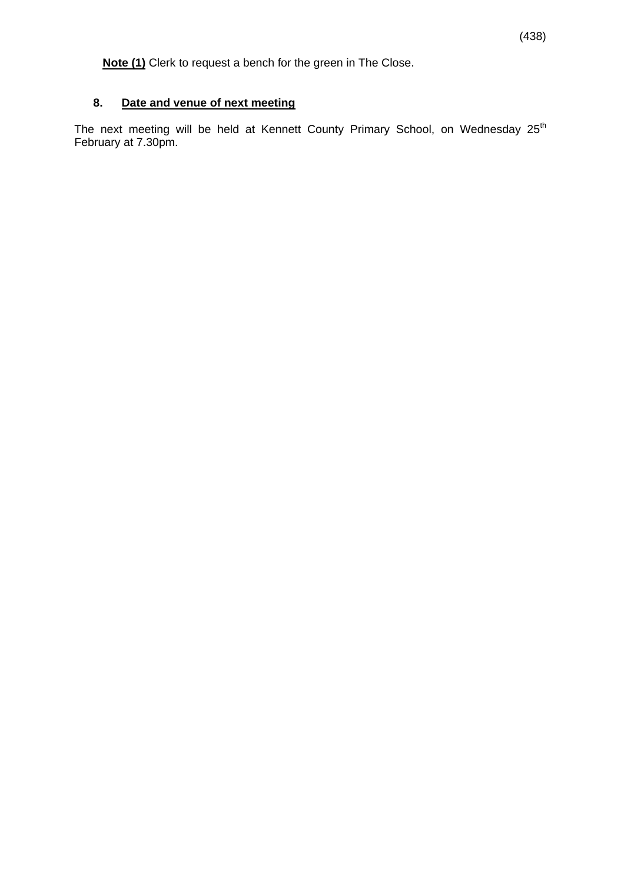**Note (1)** Clerk to request a bench for the green in The Close.

## 8. Date and venue of next meeting

The next meeting will be held at Kennett County Primary School, on Wednesday 25th February at 7.30pm.